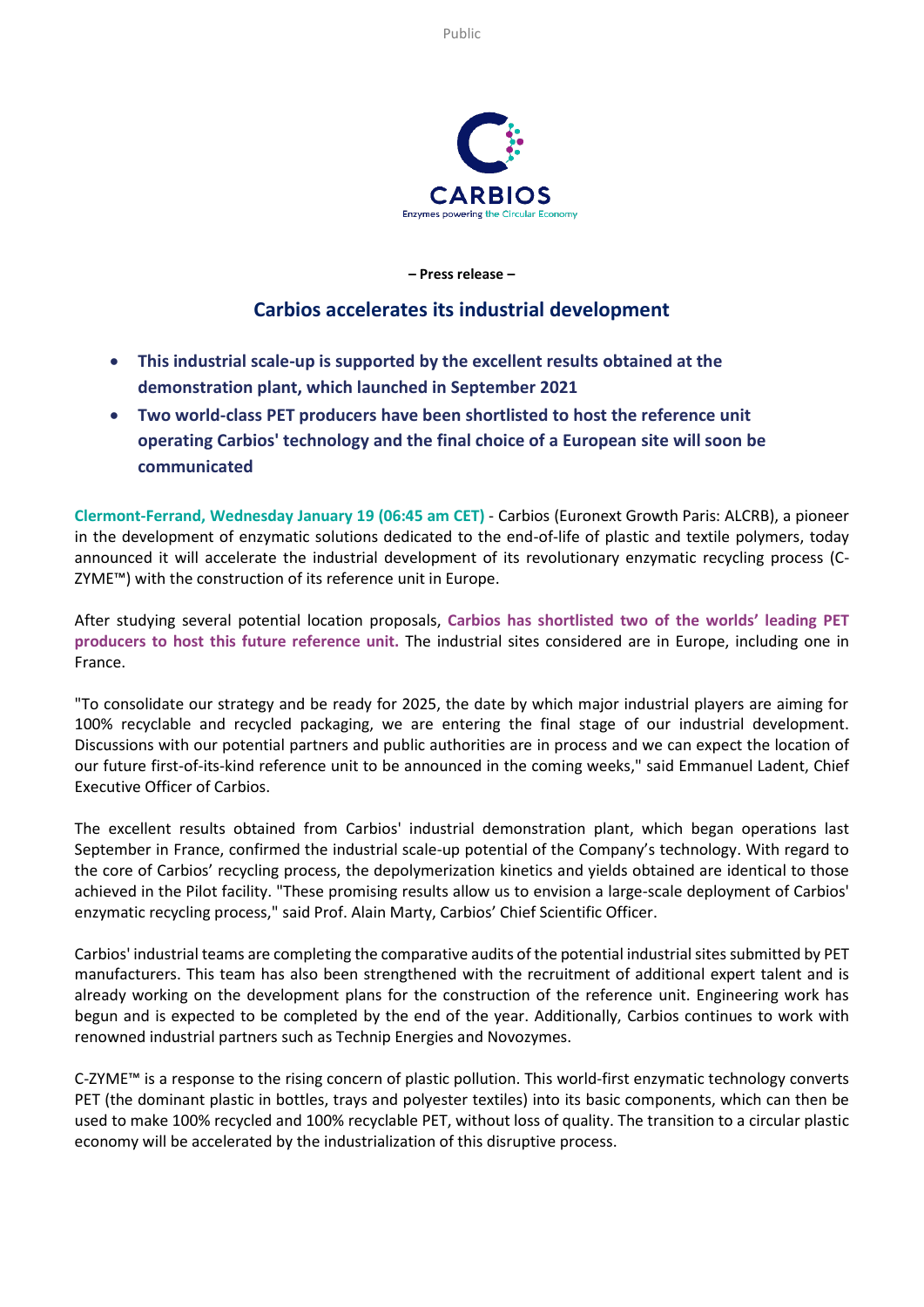– Press release –

# Carbios accelerates its industrial development

- **This industrial scale-up is supported by the excellent results obtained at the demonstration plant, which launched in September 2021**
- **Two world-class PET producers have been shortlisted to host the reference unit operating Carbios' technology and the final choice of a European site will soon be communicated**

**Clermont-Ferrand, Wednesday January 19 (06:45 am CET)** - Carbios (Euronext Growth Paris: ALCRB), a pioneer in the development of enzymatic solutions dedicated to the end-of-life of plastic and textile polymers, today announced it will accelerate the industrial development of its revolutionary enzymatic recycling process (C-ZYME™) with the construction of its reference unit in Europe.

After studying several potential location proposals, **Carbios has shortlisted two of the worlds' leading PET producers to host this future reference unit.** The industrial sites considered are in Europe, including one in France.

"To consolidate our strategy and be ready for 2025, the date by which major industrial players are aiming for 100% recyclable and recycled packaging, we are entering the final stage of our industrial development. Discussions with our potential partners and public authorities are in process and we can expect the location of our future first-of-its-kind reference unit to be announced in the coming weeks," said Emmanuel Ladent, Chief Executive Officer of Carbios.

The excellent results obtained from Carbios' industrial demonstration plant, which began operations last September in France, confirmed the industrial scale-up potential of the Company's technology. With regard to the core of Carbios' recycling process, the depolymerization kinetics and yields obtained are identical to those achieved in the Pilot facility. "These promising results allow us to envision a large-scale deployment of Carbios' enzymatic recycling process," said Prof. Alain Marty, Carbios' Chief Scientific Officer.

Carbios' industrial teams are completing the comparative audits of the potential industrial sites submitted by PET manufacturers. This team has also been strengthened with the recruitment of additional expert talent and is already working on the development plans for the construction of the reference unit. Engineering work has begun and is expected to be completed by the end of the year. Additionally, Carbios continues to work with renowned industrial partners such as Technip Energies and Novozymes.

C-ZYME™ is a response to the rising concern of plastic pollution. This world-first enzymatic technology converts PET (the dominant plastic in bottles, trays and polyester textiles) into its basic components, which can then be used to make 100% recycled and 100% recyclable PET, without loss of quality. The transition to a circular plastic economy will be accelerated by the industrialization of this disruptive process.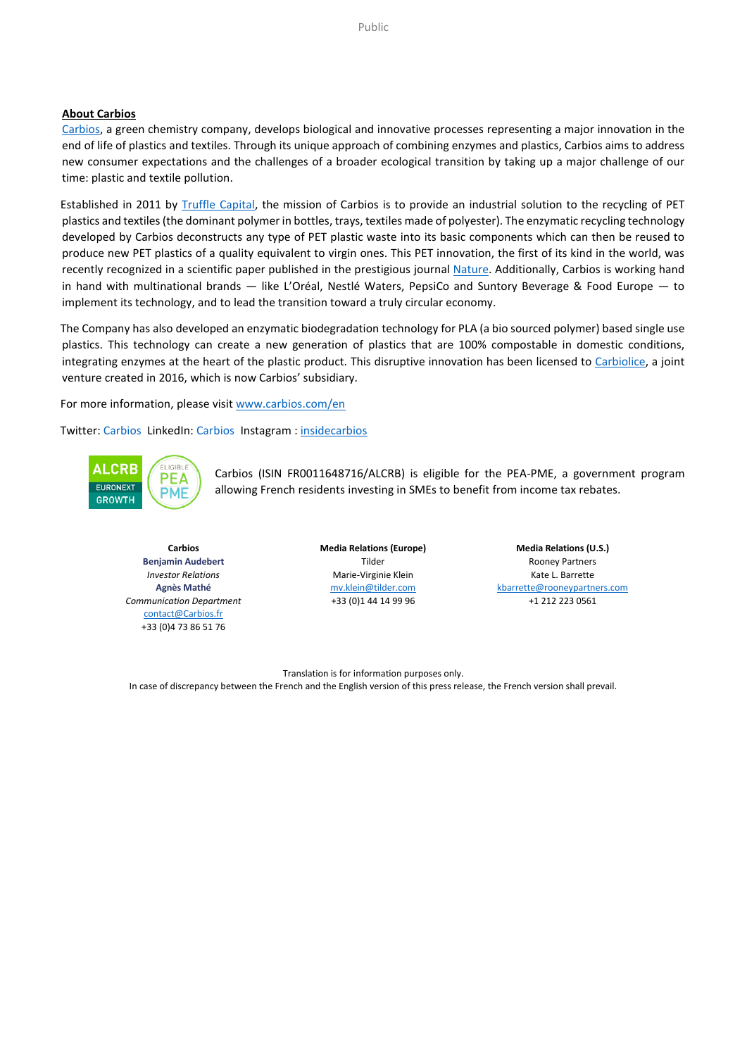**About Carbios**

Carbios, a green chemistry company, develops biological and innovative processes representing a major innovation in the end of life of plastics and textiles. Through its unique approach of combining enzymes and plastics, Carbios aims to address new consumer expectations and the challenges of a broader ecological transition by taking up a major challenge of our time: plastic and textile pollution.

Established in 2011 by Truffle Capital, the mission of Carbios is to provide an industrial solution to the recycling of PET plastics and textiles (the dominant polymer in bottles, trays, textiles made of polyester). The enzymatic recycling technology developed by Carbios deconstructs any type of PET plastic waste into its basic components which can then be reused to produce new PET plastics of a quality equivalent to virgin ones. This PET innovation, the first of its kind in the world, was recently recognized in a scientific paper published in the prestigious journal Nature. Additionally, Carbios is working hand in hand with multinational brands — like L'Oréal, Nestlé Waters, PepsiCo and Suntory Beverage & Food Europe — to implement its technology, and to lead the transition toward a truly circular economy.

The Company has also developed an enzymatic biodegradation technology for PLA (a bio sourced polymer) based single use plastics. This technology can create a new generation of plastics that are 100% compostable in domestic conditions, integrating enzymes at the heart of the plastic product. This disruptive innovation has been licensed to Carbiolice, a joint venture created in 2016, which is now Carbios' subsidiary.

For more information, please visit www.carbios.com/en

Twitter: Carbios LinkedIn: Carbios Instagram : insidecarbios

ALCRB EURONEXT GROWTH — ELIGIBLE PEA PME

Carbios (ISIN FR0011648716/ALCRB) is eligible for the PEA-PME, a government program allowing French residents investing in SMEs to benefit from income tax rebates.

**Carbios**
**Benjamin Audebert**
*Investor Relations*
**Agnès Mathé**
*Communication Department*
contact@Carbios.fr
+33 (0)4 73 86 51 76

**Media Relations (Europe)**
Tilder
Marie-Virginie Klein
mv.klein@tilder.com
+33 (0)1 44 14 99 96

**Media Relations (U.S.)**
Rooney Partners
Kate L. Barrette
kbarrette@rooneypartners.com
+1 212 223 0561

Translation is for information purposes only.
In case of discrepancy between the French and the English version of this press release, the French version shall prevail.